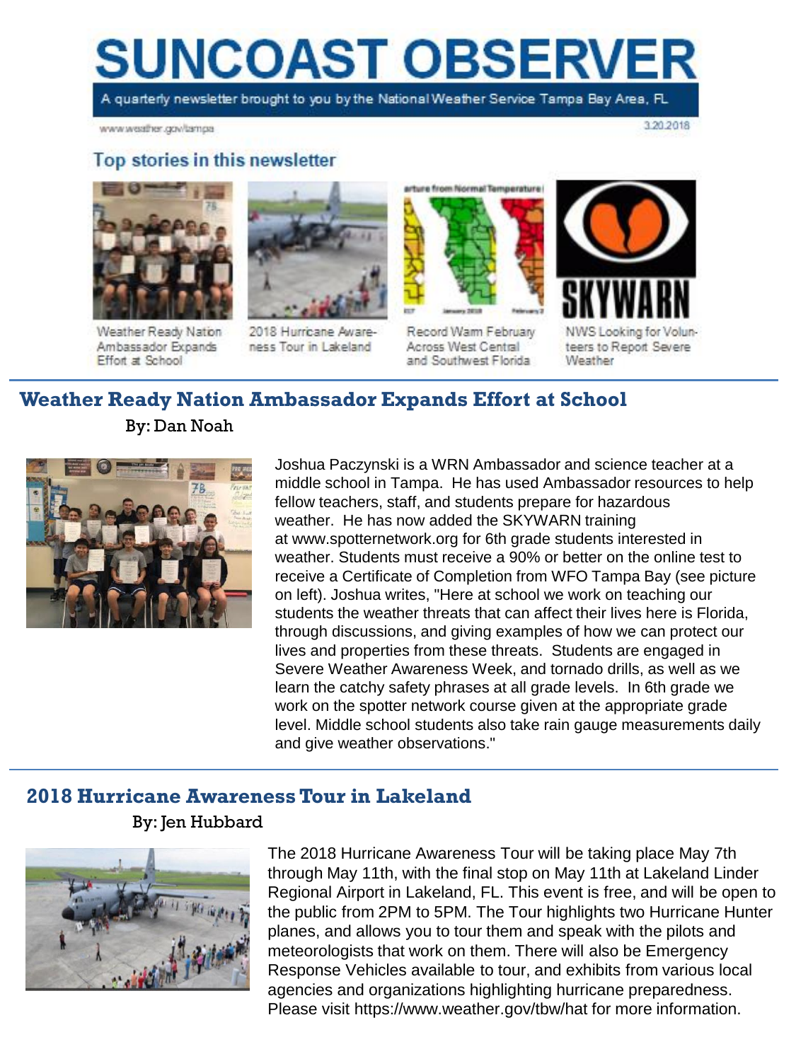# SUNCOAST OBSERVER

A quarterly newsletter brought to you by the National Weather Service Tampa Bay Area, FL

www.weather.gov/tampa

3.20.2018

## Top stories in this newsletter

- Weather Ready Nation Ambassador Expands Effort at School
- 2018 Hurricane Awareness Tour in Lakeland
- Record Warm February Across West Central and Southwest Florida
- NWS Looking for Volunteers to Report Severe Weather

## Weather Ready Nation Ambassador Expands Effort at School

By: Dan Noah

Joshua Paczynski is a WRN Ambassador and science teacher at a middle school in Tampa. He has used Ambassador resources to help fellow teachers, staff, and students prepare for hazardous weather. He has now added the SKYWARN training at www.spotternetwork.org for 6th grade students interested in weather. Students must receive a 90% or better on the online test to receive a Certificate of Completion from WFO Tampa Bay (see picture on left). Joshua writes, "Here at school we work on teaching our students the weather threats that can affect their lives here is Florida, through discussions, and giving examples of how we can protect our lives and properties from these threats. Students are engaged in Severe Weather Awareness Week, and tornado drills, as well as we learn the catchy safety phrases at all grade levels. In 6th grade we work on the spotter network course given at the appropriate grade level. Middle school students also take rain gauge measurements daily and give weather observations."

## 2018 Hurricane Awareness Tour in Lakeland

By: Jen Hubbard

The 2018 Hurricane Awareness Tour will be taking place May 7th through May 11th, with the final stop on May 11th at Lakeland Linder Regional Airport in Lakeland, FL. This event is free, and will be open to the public from 2PM to 5PM. The Tour highlights two Hurricane Hunter planes, and allows you to tour them and speak with the pilots and meteorologists that work on them. There will also be Emergency Response Vehicles available to tour, and exhibits from various local agencies and organizations highlighting hurricane preparedness. Please visit https://www.weather.gov/tbw/hat for more information.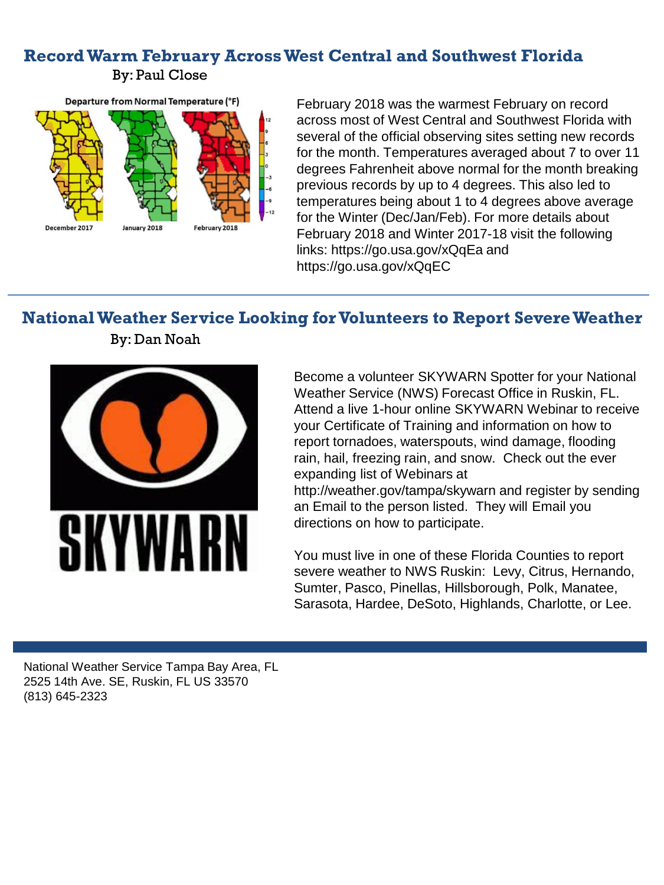## Record Warm February Across West Central and Southwest Florida

By: Paul Close

Departure from Normal Temperature (°F)

12
9
6
3
0
-3
-6
-9
-12

December 2017

January 2018

February 2018

February 2018 was the warmest February on record across most of West Central and Southwest Florida with several of the official observing sites setting new records for the month. Temperatures averaged about 7 to over 11 degrees Fahrenheit above normal for the month breaking previous records by up to 4 degrees. This also led to temperatures being about 1 to 4 degrees above average for the Winter (Dec/Jan/Feb). For more details about February 2018 and Winter 2017-18 visit the following links: https://go.usa.gov/xQqEa and https://go.usa.gov/xQqEC

## National Weather Service Looking for Volunteers to Report Severe Weather

By: Dan Noah

SKYWARN

Become a volunteer SKYWARN Spotter for your National Weather Service (NWS) Forecast Office in Ruskin, FL. Attend a live 1-hour online SKYWARN Webinar to receive your Certificate of Training and information on how to report tornadoes, waterspouts, wind damage, flooding rain, hail, freezing rain, and snow. Check out the ever expanding list of Webinars at http://weather.gov/tampa/skywarn and register by sending an Email to the person listed. They will Email you directions on how to participate.

You must live in one of these Florida Counties to report severe weather to NWS Ruskin: Levy, Citrus, Hernando, Sumter, Pasco, Pinellas, Hillsborough, Polk, Manatee, Sarasota, Hardee, DeSoto, Highlands, Charlotte, or Lee.

National Weather Service Tampa Bay Area, FL
2525 14th Ave. SE, Ruskin, FL US 33570
(813) 645-2323